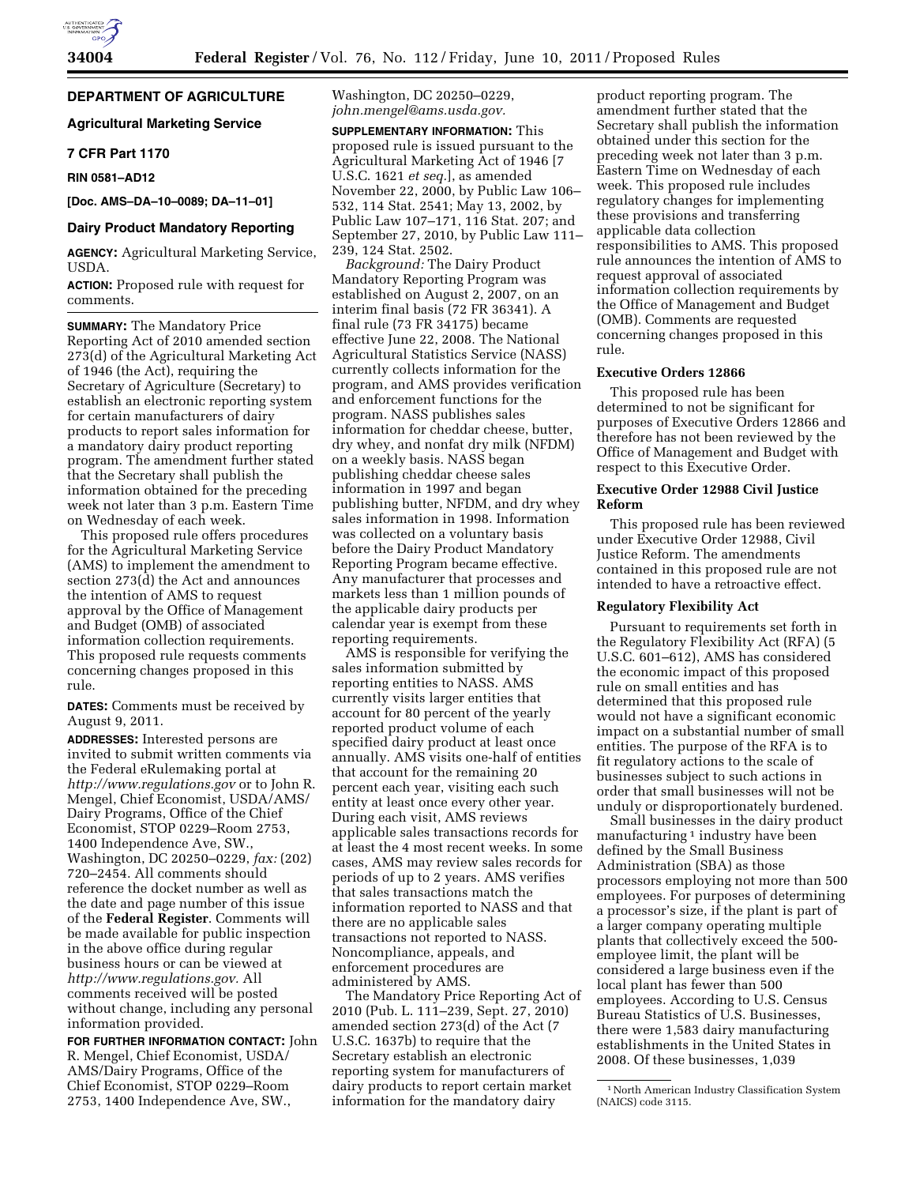## DEPARTMENT OF AGRICULTURE

### Agricultural Marketing Service

### 7 CFR Part 1170

**RIN 0581–AD12**

**[Doc. AMS–DA–10–0089; DA–11–01]**

### Dairy Product Mandatory Reporting

**AGENCY:** Agricultural Marketing Service, USDA.

**ACTION:** Proposed rule with request for comments.

**SUMMARY:** The Mandatory Price Reporting Act of 2010 amended section 273(d) of the Agricultural Marketing Act of 1946 (the Act), requiring the Secretary of Agriculture (Secretary) to establish an electronic reporting system for certain manufacturers of dairy products to report sales information for a mandatory dairy product reporting program. The amendment further stated that the Secretary shall publish the information obtained for the preceding week not later than 3 p.m. Eastern Time on Wednesday of each week.

This proposed rule offers procedures for the Agricultural Marketing Service (AMS) to implement the amendment to section 273(d) the Act and announces the intention of AMS to request approval by the Office of Management and Budget (OMB) of associated information collection requirements. This proposed rule requests comments concerning changes proposed in this rule.

**DATES:** Comments must be received by August 9, 2011.

**ADDRESSES:** Interested persons are invited to submit written comments via the Federal eRulemaking portal at *http://www.regulations.gov* or to John R. Mengel, Chief Economist, USDA/AMS/Dairy Programs, Office of the Chief Economist, STOP 0229–Room 2753, 1400 Independence Ave, SW., Washington, DC 20250–0229, *fax:* (202) 720–2454. All comments should reference the docket number as well as the date and page number of this issue of the **Federal Register**. Comments will be made available for public inspection in the above office during regular business hours or can be viewed at *http://www.regulations.gov.* All comments received will be posted without change, including any personal information provided.

**FOR FURTHER INFORMATION CONTACT:** John R. Mengel, Chief Economist, USDA/AMS/Dairy Programs, Office of the Chief Economist, STOP 0229–Room 2753, 1400 Independence Ave, SW., Washington, DC 20250–0229, *john.mengel@ams.usda.gov.*

**SUPPLEMENTARY INFORMATION:** This proposed rule is issued pursuant to the Agricultural Marketing Act of 1946 [7 U.S.C. 1621 *et seq.*], as amended November 22, 2000, by Public Law 106–532, 114 Stat. 2541; May 13, 2002, by Public Law 107–171, 116 Stat. 207; and September 27, 2010, by Public Law 111–239, 124 Stat. 2502.

*Background:* The Dairy Product Mandatory Reporting Program was established on August 2, 2007, on an interim final basis (72 FR 36341). A final rule (73 FR 34175) became effective June 22, 2008. The National Agricultural Statistics Service (NASS) currently collects information for the program, and AMS provides verification and enforcement functions for the program. NASS publishes sales information for cheddar cheese, butter, dry whey, and nonfat dry milk (NFDM) on a weekly basis. NASS began publishing cheddar cheese sales information in 1997 and began publishing butter, NFDM, and dry whey sales information in 1998. Information was collected on a voluntary basis before the Dairy Product Mandatory Reporting Program became effective. Any manufacturer that processes and markets less than 1 million pounds of the applicable dairy products per calendar year is exempt from these reporting requirements.

AMS is responsible for verifying the sales information submitted by reporting entities to NASS. AMS currently visits larger entities that account for 80 percent of the yearly reported product volume of each specified dairy product at least once annually. AMS visits one-half of entities that account for the remaining 20 percent each year, visiting each such entity at least once every other year. During each visit, AMS reviews applicable sales transactions records for at least the 4 most recent weeks. In some cases, AMS may review sales records for periods of up to 2 years. AMS verifies that sales transactions match the information reported to NASS and that there are no applicable sales transactions not reported to NASS. Noncompliance, appeals, and enforcement procedures are administered by AMS.

The Mandatory Price Reporting Act of 2010 (Pub. L. 111–239, Sept. 27, 2010) amended section 273(d) of the Act (7 U.S.C. 1637b) to require that the Secretary establish an electronic reporting system for manufacturers of dairy products to report certain market information for the mandatory dairy product reporting program. The amendment further stated that the Secretary shall publish the information obtained under this section for the preceding week not later than 3 p.m. Eastern Time on Wednesday of each week. This proposed rule includes regulatory changes for implementing these provisions and transferring applicable data collection responsibilities to AMS. This proposed rule announces the intention of AMS to request approval of associated information collection requirements by the Office of Management and Budget (OMB). Comments are requested concerning changes proposed in this rule.

#### Executive Orders 12866

This proposed rule has been determined to not be significant for purposes of Executive Orders 12866 and therefore has not been reviewed by the Office of Management and Budget with respect to this Executive Order.

#### Executive Order 12988 Civil Justice Reform

This proposed rule has been reviewed under Executive Order 12988, Civil Justice Reform. The amendments contained in this proposed rule are not intended to have a retroactive effect.

#### Regulatory Flexibility Act

Pursuant to requirements set forth in the Regulatory Flexibility Act (RFA) (5 U.S.C. 601–612), AMS has considered the economic impact of this proposed rule on small entities and has determined that this proposed rule would not have a significant economic impact on a substantial number of small entities. The purpose of the RFA is to fit regulatory actions to the scale of businesses subject to such actions in order that small businesses will not be unduly or disproportionately burdened.

Small businesses in the dairy product manufacturing [1] industry have been defined by the Small Business Administration (SBA) as those processors employing not more than 500 employees. For purposes of determining a processor's size, if the plant is part of a larger company operating multiple plants that collectively exceed the 500-employee limit, the plant will be considered a large business even if the local plant has fewer than 500 employees. According to U.S. Census Bureau Statistics of U.S. Businesses, there were 1,583 dairy manufacturing establishments in the United States in 2008. Of these businesses, 1,039

[1] North American Industry Classification System (NAICS) code 3115.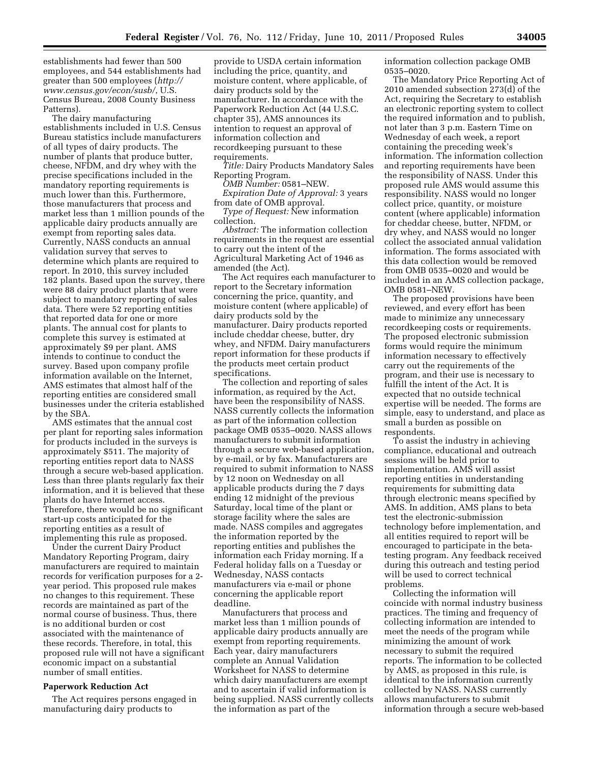establishments had fewer than 500 employees, and 544 establishments had greater than 500 employees (*http://www.census.gov/econ/susb/*, U.S. Census Bureau, 2008 County Business Patterns).

The dairy manufacturing establishments included in U.S. Census Bureau statistics include manufacturers of all types of dairy products. The number of plants that produce butter, cheese, NFDM, and dry whey with the precise specifications included in the mandatory reporting requirements is much lower than this. Furthermore, those manufacturers that process and market less than 1 million pounds of the applicable dairy products annually are exempt from reporting sales data. Currently, NASS conducts an annual validation survey that serves to determine which plants are required to report. In 2010, this survey included 182 plants. Based upon the survey, there were 88 dairy product plants that were subject to mandatory reporting of sales data. There were 52 reporting entities that reported data for one or more plants. The annual cost for plants to complete this survey is estimated at approximately $9 per plant. AMS intends to continue to conduct the survey. Based upon company profile information available on the Internet, AMS estimates that almost half of the reporting entities are considered small businesses under the criteria established by the SBA.

AMS estimates that the annual cost per plant for reporting sales information for products included in the surveys is approximately $511. The majority of reporting entities report data to NASS through a secure web-based application. Less than three plants regularly fax their information, and it is believed that these plants do have Internet access. Therefore, there would be no significant start-up costs anticipated for the reporting entities as a result of implementing this rule as proposed.

Under the current Dairy Product Mandatory Reporting Program, dairy manufacturers are required to maintain records for verification purposes for a 2-year period. This proposed rule makes no changes to this requirement. These records are maintained as part of the normal course of business. Thus, there is no additional burden or cost associated with the maintenance of these records. Therefore, in total, this proposed rule will not have a significant economic impact on a substantial number of small entities.

## Paperwork Reduction Act

The Act requires persons engaged in manufacturing dairy products to provide to USDA certain information including the price, quantity, and moisture content, where applicable, of dairy products sold by the manufacturer. In accordance with the Paperwork Reduction Act (44 U.S.C. chapter 35), AMS announces its intention to request an approval of information collection and recordkeeping pursuant to these requirements.

*Title:* Dairy Products Mandatory Sales Reporting Program.

*OMB Number:* 0581–NEW.

*Expiration Date of Approval:* 3 years from date of OMB approval.

*Type of Request:* New information collection.

*Abstract:* The information collection requirements in the request are essential to carry out the intent of the Agricultural Marketing Act of 1946 as amended (the Act).

The Act requires each manufacturer to report to the Secretary information concerning the price, quantity, and moisture content (where applicable) of dairy products sold by the manufacturer. Dairy products reported include cheddar cheese, butter, dry whey, and NFDM. Dairy manufacturers report information for these products if the products meet certain product specifications.

The collection and reporting of sales information, as required by the Act, have been the responsibility of NASS. NASS currently collects the information as part of the information collection package OMB 0535–0020. NASS allows manufacturers to submit information through a secure web-based application, by e-mail, or by fax. Manufacturers are required to submit information to NASS by 12 noon on Wednesday on all applicable products during the 7 days ending 12 midnight of the previous Saturday, local time of the plant or storage facility where the sales are made. NASS compiles and aggregates the information reported by the reporting entities and publishes the information each Friday morning. If a Federal holiday falls on a Tuesday or Wednesday, NASS contacts manufacturers via e-mail or phone concerning the applicable report deadline.

Manufacturers that process and market less than 1 million pounds of applicable dairy products annually are exempt from reporting requirements. Each year, dairy manufacturers complete an Annual Validation Worksheet for NASS to determine which dairy manufacturers are exempt and to ascertain if valid information is being supplied. NASS currently collects the information as part of the information collection package OMB 0535–0020.

The Mandatory Price Reporting Act of 2010 amended subsection 273(d) of the Act, requiring the Secretary to establish an electronic reporting system to collect the required information and to publish, not later than 3 p.m. Eastern Time on Wednesday of each week, a report containing the preceding week's information. The information collection and reporting requirements have been the responsibility of NASS. Under this proposed rule AMS would assume this responsibility. NASS would no longer collect price, quantity, or moisture content (where applicable) information for cheddar cheese, butter, NFDM, or dry whey, and NASS would no longer collect the associated annual validation information. The forms associated with this data collection would be removed from OMB 0535–0020 and would be included in an AMS collection package, OMB 0581–NEW.

The proposed provisions have been reviewed, and every effort has been made to minimize any unnecessary recordkeeping costs or requirements. The proposed electronic submission forms would require the minimum information necessary to effectively carry out the requirements of the program, and their use is necessary to fulfill the intent of the Act. It is expected that no outside technical expertise will be needed. The forms are simple, easy to understand, and place as small a burden as possible on respondents.

To assist the industry in achieving compliance, educational and outreach sessions will be held prior to implementation. AMS will assist reporting entities in understanding requirements for submitting data through electronic means specified by AMS. In addition, AMS plans to beta test the electronic-submission technology before implementation, and all entities required to report will be encouraged to participate in the beta-testing program. Any feedback received during this outreach and testing period will be used to correct technical problems.

Collecting the information will coincide with normal industry business practices. The timing and frequency of collecting information are intended to meet the needs of the program while minimizing the amount of work necessary to submit the required reports. The information to be collected by AMS, as proposed in this rule, is identical to the information currently collected by NASS. NASS currently allows manufacturers to submit information through a secure web-based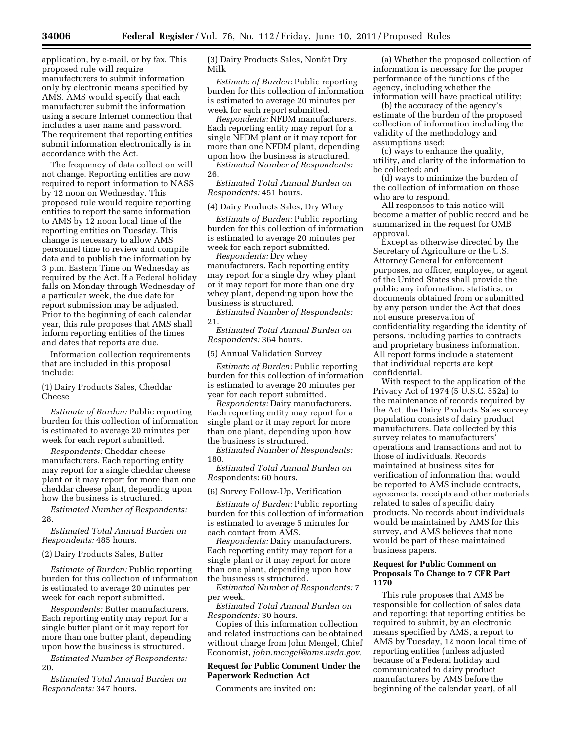application, by e-mail, or by fax. This proposed rule will require manufacturers to submit information only by electronic means specified by AMS. AMS would specify that each manufacturer submit the information using a secure Internet connection that includes a user name and password. The requirement that reporting entities submit information electronically is in accordance with the Act.

The frequency of data collection will not change. Reporting entities are now required to report information to NASS by 12 noon on Wednesday. This proposed rule would require reporting entities to report the same information to AMS by 12 noon local time of the reporting entities on Tuesday. This change is necessary to allow AMS personnel time to review and compile data and to publish the information by 3 p.m. Eastern Time on Wednesday as required by the Act. If a Federal holiday falls on Monday through Wednesday of a particular week, the due date for report submission may be adjusted. Prior to the beginning of each calendar year, this rule proposes that AMS shall inform reporting entities of the times and dates that reports are due.

Information collection requirements that are included in this proposal include:

(1) Dairy Products Sales, Cheddar Cheese

*Estimate of Burden:* Public reporting burden for this collection of information is estimated to average 20 minutes per week for each report submitted.

*Respondents:* Cheddar cheese manufacturers. Each reporting entity may report for a single cheddar cheese plant or it may report for more than one cheddar cheese plant, depending upon how the business is structured.

*Estimated Number of Respondents:* 28.

*Estimated Total Annual Burden on Respondents:* 485 hours.

(2) Dairy Products Sales, Butter

*Estimate of Burden:* Public reporting burden for this collection of information is estimated to average 20 minutes per week for each report submitted.

*Respondents:* Butter manufacturers. Each reporting entity may report for a single butter plant or it may report for more than one butter plant, depending upon how the business is structured.

*Estimated Number of Respondents:* 20.

*Estimated Total Annual Burden on Respondents:* 347 hours.

(3) Dairy Products Sales, Nonfat Dry Milk

*Estimate of Burden:* Public reporting burden for this collection of information is estimated to average 20 minutes per week for each report submitted.

*Respondents:* NFDM manufacturers. Each reporting entity may report for a single NFDM plant or it may report for more than one NFDM plant, depending upon how the business is structured.

*Estimated Number of Respondents:* 26.

*Estimated Total Annual Burden on Respondents:* 451 hours.

(4) Dairy Products Sales, Dry Whey

*Estimate of Burden:* Public reporting burden for this collection of information is estimated to average 20 minutes per week for each report submitted.

*Respondents:* Dry whey manufacturers. Each reporting entity may report for a single dry whey plant or it may report for more than one dry whey plant, depending upon how the business is structured.

*Estimated Number of Respondents:* 21.

*Estimated Total Annual Burden on Respondents:* 364 hours.

(5) Annual Validation Survey

*Estimate of Burden:* Public reporting burden for this collection of information is estimated to average 20 minutes per year for each report submitted.

*Respondents:* Dairy manufacturers. Each reporting entity may report for a single plant or it may report for more than one plant, depending upon how the business is structured.

*Estimated Number of Respondents:* 180.

*Estimated Total Annual Burden on Respondents*: 60 hours.

(6) Survey Follow-Up, Verification

*Estimate of Burden:* Public reporting burden for this collection of information is estimated to average 5 minutes for each contact from AMS.

*Respondents:* Dairy manufacturers. Each reporting entity may report for a single plant or it may report for more than one plant, depending upon how the business is structured.

*Estimated Number of Respondents:* 7 per week.

*Estimated Total Annual Burden on Respondents:* 30 hours.

Copies of this information collection and related instructions can be obtained without charge from John Mengel, Chief Economist, *john.mengel@ams.usda.gov*.

**Request for Public Comment Under the Paperwork Reduction Act**

Comments are invited on:

(a) Whether the proposed collection of information is necessary for the proper performance of the functions of the agency, including whether the information will have practical utility;

(b) the accuracy of the agency's estimate of the burden of the proposed collection of information including the validity of the methodology and assumptions used;

(c) ways to enhance the quality, utility, and clarity of the information to be collected; and

(d) ways to minimize the burden of the collection of information on those who are to respond.

All responses to this notice will become a matter of public record and be summarized in the request for OMB approval.

Except as otherwise directed by the Secretary of Agriculture or the U.S. Attorney General for enforcement purposes, no officer, employee, or agent of the United States shall provide the public any information, statistics, or documents obtained from or submitted by any person under the Act that does not ensure preservation of confidentiality regarding the identity of persons, including parties to contracts and proprietary business information. All report forms include a statement that individual reports are kept confidential.

With respect to the application of the Privacy Act of 1974 (5 U.S.C. 552a) to the maintenance of records required by the Act, the Dairy Products Sales survey population consists of dairy product manufacturers. Data collected by this survey relates to manufacturers' operations and transactions and not to those of individuals. Records maintained at business sites for verification of information that would be reported to AMS include contracts, agreements, receipts and other materials related to sales of specific dairy products. No records about individuals would be maintained by AMS for this survey, and AMS believes that none would be part of these maintained business papers.

**Request for Public Comment on Proposals To Change to 7 CFR Part 1170**

This rule proposes that AMS be responsible for collection of sales data and reporting; that reporting entities be required to submit, by an electronic means specified by AMS, a report to AMS by Tuesday, 12 noon local time of reporting entities (unless adjusted because of a Federal holiday and communicated to dairy product manufacturers by AMS before the beginning of the calendar year), of all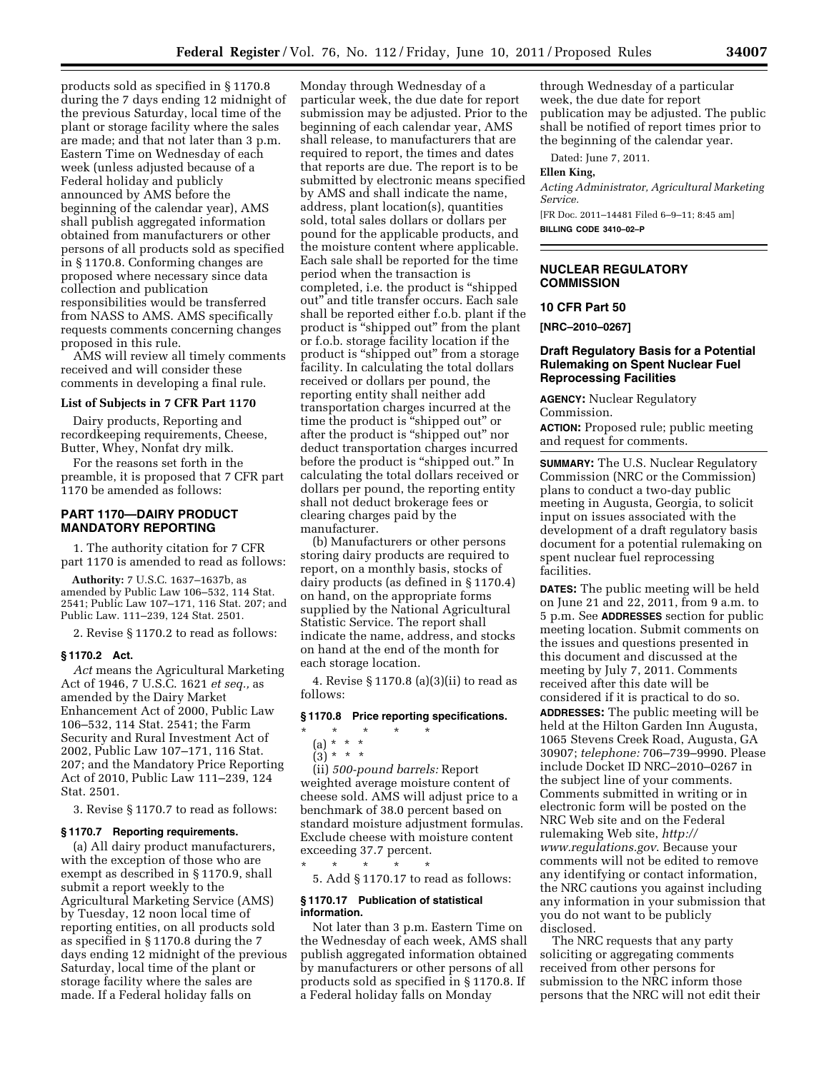products sold as specified in § 1170.8 during the 7 days ending 12 midnight of the previous Saturday, local time of the plant or storage facility where the sales are made; and that not later than 3 p.m. Eastern Time on Wednesday of each week (unless adjusted because of a Federal holiday and publicly announced by AMS before the beginning of the calendar year), AMS shall publish aggregated information obtained from manufacturers or other persons of all products sold as specified in § 1170.8. Conforming changes are proposed where necessary since data collection and publication responsibilities would be transferred from NASS to AMS. AMS specifically requests comments concerning changes proposed in this rule.

AMS will review all timely comments received and will consider these comments in developing a final rule.

**List of Subjects in 7 CFR Part 1170**

Dairy products, Reporting and recordkeeping requirements, Cheese, Butter, Whey, Nonfat dry milk.

For the reasons set forth in the preamble, it is proposed that 7 CFR part 1170 be amended as follows:

## PART 1170—DAIRY PRODUCT MANDATORY REPORTING

1. The authority citation for 7 CFR part 1170 is amended to read as follows:

**Authority:** 7 U.S.C. 1637–1637b, as amended by Public Law 106–532, 114 Stat. 2541; Public Law 107–171, 116 Stat. 207; and Public Law. 111–239, 124 Stat. 2501.

2. Revise § 1170.2 to read as follows:

**§ 1170.2 Act.**

*Act* means the Agricultural Marketing Act of 1946, 7 U.S.C. 1621 *et seq.,* as amended by the Dairy Market Enhancement Act of 2000, Public Law 106–532, 114 Stat. 2541; the Farm Security and Rural Investment Act of 2002, Public Law 107–171, 116 Stat. 207; and the Mandatory Price Reporting Act of 2010, Public Law 111–239, 124 Stat. 2501.

3. Revise § 1170.7 to read as follows:

**§ 1170.7 Reporting requirements.**

(a) All dairy product manufacturers, with the exception of those who are exempt as described in § 1170.9, shall submit a report weekly to the Agricultural Marketing Service (AMS) by Tuesday, 12 noon local time of reporting entities, on all products sold as specified in § 1170.8 during the 7 days ending 12 midnight of the previous Saturday, local time of the plant or storage facility where the sales are made. If a Federal holiday falls on Monday through Wednesday of a particular week, the due date for report submission may be adjusted. Prior to the beginning of each calendar year, AMS shall release, to manufacturers that are required to report, the times and dates that reports are due. The report is to be submitted by electronic means specified by AMS and shall indicate the name, address, plant location(s), quantities sold, total sales dollars or dollars per pound for the applicable products, and the moisture content where applicable. Each sale shall be reported for the time period when the transaction is completed, i.e. the product is "shipped out" and title transfer occurs. Each sale shall be reported either f.o.b. plant if the product is "shipped out" from the plant or f.o.b. storage facility location if the product is "shipped out" from a storage facility. In calculating the total dollars received or dollars per pound, the reporting entity shall neither add transportation charges incurred at the time the product is "shipped out" or after the product is "shipped out" nor deduct transportation charges incurred before the product is "shipped out." In calculating the total dollars received or dollars per pound, the reporting entity shall not deduct brokerage fees or clearing charges paid by the manufacturer.

(b) Manufacturers or other persons storing dairy products are required to report, on a monthly basis, stocks of dairy products (as defined in § 1170.4) on hand, on the appropriate forms supplied by the National Agricultural Statistic Service. The report shall indicate the name, address, and stocks on hand at the end of the month for each storage location.

4. Revise § 1170.8 (a)(3)(ii) to read as follows:

**§ 1170.8 Price reporting specifications.**

\* \* \* \* \*

(a) \* \* \*

(3) \* \* \*

(ii) *500-pound barrels:* Report weighted average moisture content of cheese sold. AMS will adjust price to a benchmark of 38.0 percent based on standard moisture adjustment formulas. Exclude cheese with moisture content exceeding 37.7 percent.

\* \* \* \* \*

5. Add § 1170.17 to read as follows:

**§ 1170.17 Publication of statistical information.**

Not later than 3 p.m. Eastern Time on the Wednesday of each week, AMS shall publish aggregated information obtained by manufacturers or other persons of all products sold as specified in § 1170.8. If a Federal holiday falls on Monday through Wednesday of a particular week, the due date for report publication may be adjusted. The public shall be notified of report times prior to the beginning of the calendar year.

Dated: June 7, 2011.

**Ellen King,**

*Acting Administrator, Agricultural Marketing Service.*

[FR Doc. 2011–14481 Filed 6–9–11; 8:45 am]

**BILLING CODE 3410–02–P**

---

## NUCLEAR REGULATORY COMMISSION

### 10 CFR Part 50

**[NRC–2010–0267]**

### Draft Regulatory Basis for a Potential Rulemaking on Spent Nuclear Fuel Reprocessing Facilities

**AGENCY:** Nuclear Regulatory Commission.

**ACTION:** Proposed rule; public meeting and request for comments.

**SUMMARY:** The U.S. Nuclear Regulatory Commission (NRC or the Commission) plans to conduct a two-day public meeting in Augusta, Georgia, to solicit input on issues associated with the development of a draft regulatory basis document for a potential rulemaking on spent nuclear fuel reprocessing facilities.

**DATES:** The public meeting will be held on June 21 and 22, 2011, from 9 a.m. to 5 p.m. See **ADDRESSES** section for public meeting location. Submit comments on the issues and questions presented in this document and discussed at the meeting by July 7, 2011. Comments received after this date will be considered if it is practical to do so.

**ADDRESSES:** The public meeting will be held at the Hilton Garden Inn Augusta, 1065 Stevens Creek Road, Augusta, GA 30907; *telephone:* 706–739–9990. Please include Docket ID NRC–2010–0267 in the subject line of your comments. Comments submitted in writing or in electronic form will be posted on the NRC Web site and on the Federal rulemaking Web site, *http://www.regulations.gov*. Because your comments will not be edited to remove any identifying or contact information, the NRC cautions you against including any information in your submission that you do not want to be publicly disclosed.

The NRC requests that any party soliciting or aggregating comments received from other persons for submission to the NRC inform those persons that the NRC will not edit their